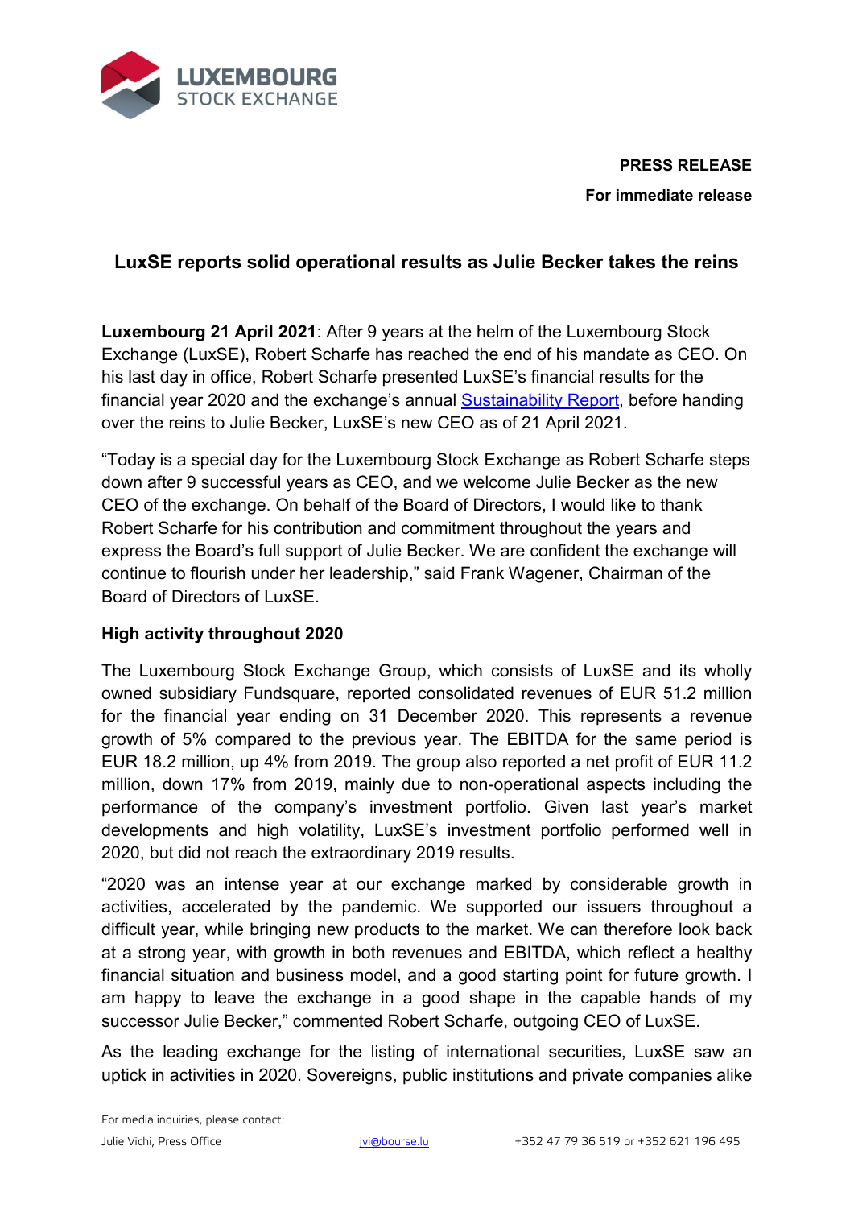**PRESS RELEASE**

**For immediate release**

# LuxSE reports solid operational results as Julie Becker takes the reins

**Luxembourg 21 April 2021**: After 9 years at the helm of the Luxembourg Stock Exchange (LuxSE), Robert Scharfe has reached the end of his mandate as CEO. On his last day in office, Robert Scharfe presented LuxSE's financial results for the financial year 2020 and the exchange's annual [Sustainability Report](), before handing over the reins to Julie Becker, LuxSE's new CEO as of 21 April 2021.

"Today is a special day for the Luxembourg Stock Exchange as Robert Scharfe steps down after 9 successful years as CEO, and we welcome Julie Becker as the new CEO of the exchange. On behalf of the Board of Directors, I would like to thank Robert Scharfe for his contribution and commitment throughout the years and express the Board's full support of Julie Becker. We are confident the exchange will continue to flourish under her leadership," said Frank Wagener, Chairman of the Board of Directors of LuxSE.

## High activity throughout 2020

The Luxembourg Stock Exchange Group, which consists of LuxSE and its wholly owned subsidiary Fundsquare, reported consolidated revenues of EUR 51.2 million for the financial year ending on 31 December 2020. This represents a revenue growth of 5% compared to the previous year. The EBITDA for the same period is EUR 18.2 million, up 4% from 2019. The group also reported a net profit of EUR 11.2 million, down 17% from 2019, mainly due to non-operational aspects including the performance of the company's investment portfolio. Given last year's market developments and high volatility, LuxSE's investment portfolio performed well in 2020, but did not reach the extraordinary 2019 results.

"2020 was an intense year at our exchange marked by considerable growth in activities, accelerated by the pandemic. We supported our issuers throughout a difficult year, while bringing new products to the market. We can therefore look back at a strong year, with growth in both revenues and EBITDA, which reflect a healthy financial situation and business model, and a good starting point for future growth. I am happy to leave the exchange in a good shape in the capable hands of my successor Julie Becker," commented Robert Scharfe, outgoing CEO of LuxSE.

As the leading exchange for the listing of international securities, LuxSE saw an uptick in activities in 2020. Sovereigns, public institutions and private companies alike

For media inquiries, please contact:

Julie Vichi, Press Office jvi@bourse.lu +352 47 79 36 519 or +352 621 196 495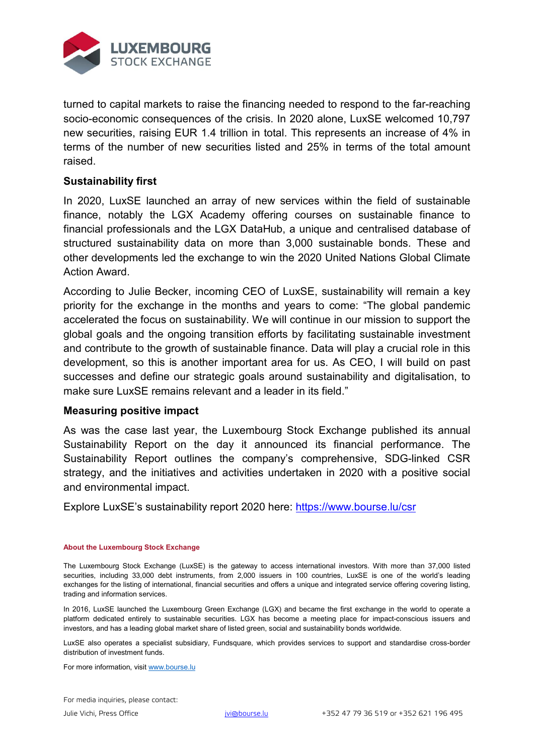turned to capital markets to raise the financing needed to respond to the far-reaching socio-economic consequences of the crisis. In 2020 alone, LuxSE welcomed 10,797 new securities, raising EUR 1.4 trillion in total. This represents an increase of 4% in terms of the number of new securities listed and 25% in terms of the total amount raised.

## Sustainability first

In 2020, LuxSE launched an array of new services within the field of sustainable finance, notably the LGX Academy offering courses on sustainable finance to financial professionals and the LGX DataHub, a unique and centralised database of structured sustainability data on more than 3,000 sustainable bonds. These and other developments led the exchange to win the 2020 United Nations Global Climate Action Award.

According to Julie Becker, incoming CEO of LuxSE, sustainability will remain a key priority for the exchange in the months and years to come: "The global pandemic accelerated the focus on sustainability. We will continue in our mission to support the global goals and the ongoing transition efforts by facilitating sustainable investment and contribute to the growth of sustainable finance. Data will play a crucial role in this development, so this is another important area for us. As CEO, I will build on past successes and define our strategic goals around sustainability and digitalisation, to make sure LuxSE remains relevant and a leader in its field."

## Measuring positive impact

As was the case last year, the Luxembourg Stock Exchange published its annual Sustainability Report on the day it announced its financial performance. The Sustainability Report outlines the company's comprehensive, SDG-linked CSR strategy, and the initiatives and activities undertaken in 2020 with a positive social and environmental impact.

Explore LuxSE's sustainability report 2020 here: https://www.bourse.lu/csr

**About the Luxembourg Stock Exchange**

The Luxembourg Stock Exchange (LuxSE) is the gateway to access international investors. With more than 37,000 listed securities, including 33,000 debt instruments, from 2,000 issuers in 100 countries, LuxSE is one of the world's leading exchanges for the listing of international, financial securities and offers a unique and integrated service offering covering listing, trading and information services.

In 2016, LuxSE launched the Luxembourg Green Exchange (LGX) and became the first exchange in the world to operate a platform dedicated entirely to sustainable securities. LGX has become a meeting place for impact-conscious issuers and investors, and has a leading global market share of listed green, social and sustainability bonds worldwide.

LuxSE also operates a specialist subsidiary, Fundsquare, which provides services to support and standardise cross-border distribution of investment funds.

For more information, visit www.bourse.lu

For media inquiries, please contact:

Julie Vichi, Press Office jvi@bourse.lu +352 47 79 36 519 or +352 621 196 495